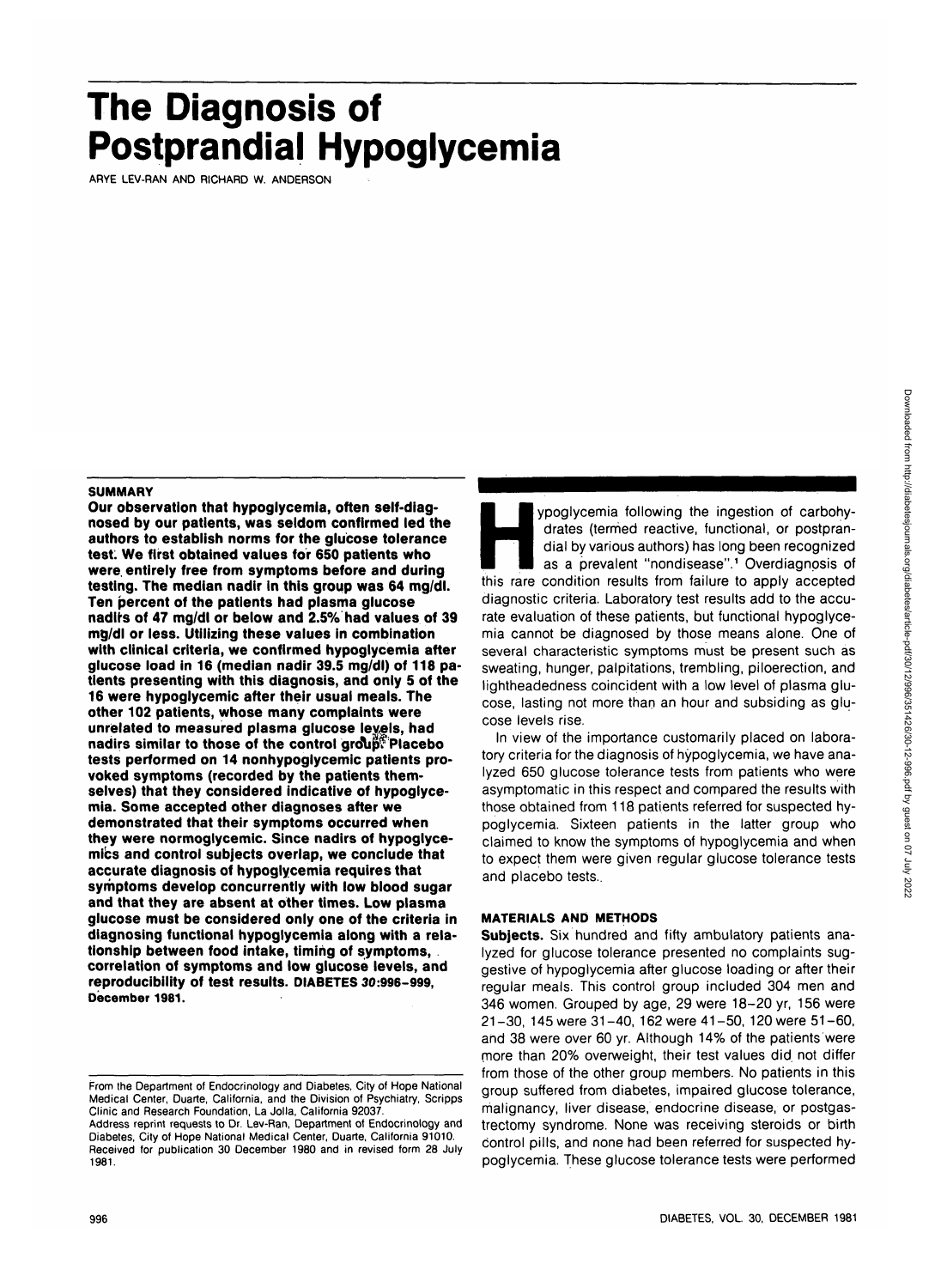# The Diagnosis of Postprandial Hypoglycemia

ARYE LEV-RAN AND RICHARD W. ANDERSON

## SUMMARY

**Our observation that hypoglycemia, often self-diagnosed by our patients, was seldom confirmed led the authors to establish norms for the glucose tolerance test. We first obtained values for 650 patients who were entirely free from symptoms before and during testing. The median nadir in this group was 64 mg/dl. Ten percent of the patients had plasma glucose nadirs of 47 mg/dl or below and 2.5% had values of 39 mg/dl or less. Utilizing these values in combination with clinical criteria, we confirmed hypoglycemia after glucose load in 16 (median nadir 39.5 mg/dl) of 118 patients presenting with this diagnosis, and only 5 of the 16 were hypoglycemic after their usual meals. The other 102 patients, whose many complaints were unrelated to measured plasma glucose levels, had nadirs similar to those of the control group. Placebo tests performed on 14 nonhypoglycemic patients provoked symptoms (recorded by the patients themselves) that they considered indicative of hypoglycemia. Some accepted other diagnoses after we demonstrated that their symptoms occurred when they were normoglycemic. Since nadirs of hypoglycemics and control subjects overlap, we conclude that accurate diagnosis of hypoglycemia requires that symptoms develop concurrently with low blood sugar and that they are absent at other times. Low plasma glucose must be considered only one of the criteria in diagnosing functional hypoglycemia along with a relationship between food intake, timing of symptoms, correlation of symptoms and low glucose levels, and reproducibility of test results. DIABETES 30:996–999, December 1981.**

From the Department of Endocrinology and Diabetes, City of Hope National Medical Center, Duarte, California, and the Division of Psychiatry, Scripps Clinic and Research Foundation, La Jolla, California 92037.

Address reprint requests to Dr. Lev-Ran, Department of Endocrinology and Diabetes, City of Hope National Medical Center, Duarte, California 91010.

Received for publication 30 December 1980 and in revised form 28 July 1981.

Hypoglycemia following the ingestion of carbohydrates (termed reactive, functional, or postprandial by various authors) has long been recognized as a prevalent "nondisease".[1] Overdiagnosis of this rare condition results from failure to apply accepted diagnostic criteria. Laboratory test results add to the accurate evaluation of these patients, but functional hypoglycemia cannot be diagnosed by those means alone. One of several characteristic symptoms must be present such as sweating, hunger, palpitations, trembling, piloerection, and lightheadedness coincident with a low level of plasma glucose, lasting not more than an hour and subsiding as glucose levels rise.

In view of the importance customarily placed on laboratory criteria for the diagnosis of hypoglycemia, we have analyzed 650 glucose tolerance tests from patients who were asymptomatic in this respect and compared the results with those obtained from 118 patients referred for suspected hypoglycemia. Sixteen patients in the latter group who claimed to know the symptoms of hypoglycemia and when to expect them were given regular glucose tolerance tests and placebo tests.

## MATERIALS AND METHODS

**Subjects.** Six hundred and fifty ambulatory patients analyzed for glucose tolerance presented no complaints suggestive of hypoglycemia after glucose loading or after their regular meals. This control group included 304 men and 346 women. Grouped by age, 29 were 18–20 yr, 156 were 21–30, 145 were 31–40, 162 were 41–50, 120 were 51–60, and 38 were over 60 yr. Although 14% of the patients were more than 20% overweight, their test values did not differ from those of the other group members. No patients in this group suffered from diabetes, impaired glucose tolerance, malignancy, liver disease, endocrine disease, or postgastrectomy syndrome. None was receiving steroids or birth control pills, and none had been referred for suspected hypoglycemia. These glucose tolerance tests were performed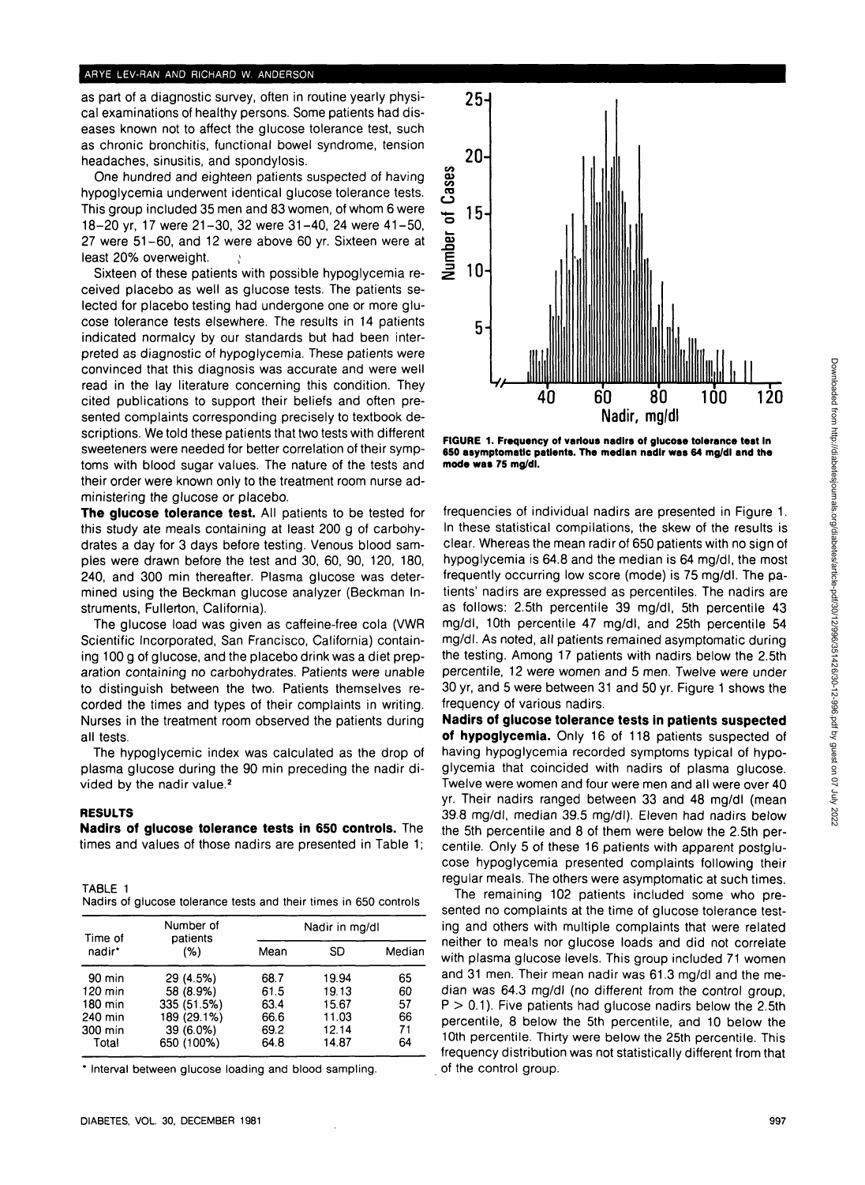as part of a diagnostic survey, often in routine yearly physical examinations of healthy persons. Some patients had diseases known not to affect the glucose tolerance test, such as chronic bronchitis, functional bowel syndrome, tension headaches, sinusitis, and spondylosis.

One hundred and eighteen patients suspected of having hypoglycemia underwent identical glucose tolerance tests. This group included 35 men and 83 women, of whom 6 were 18–20 yr, 17 were 21–30, 32 were 31–40, 24 were 41–50, 27 were 51–60, and 12 were above 60 yr. Sixteen were at least 20% overweight.

Sixteen of these patients with possible hypoglycemia received placebo as well as glucose tests. The patients selected for placebo testing had undergone one or more glucose tolerance tests elsewhere. The results in 14 patients indicated normalcy by our standards but had been interpreted as diagnostic of hypoglycemia. These patients were convinced that this diagnosis was accurate and were well read in the lay literature concerning this condition. They cited publications to support their beliefs and often presented complaints corresponding precisely to textbook descriptions. We told these patients that two tests with different sweeteners were needed for better correlation of their symptoms with blood sugar values. The nature of the tests and their order were known only to the treatment room nurse administering the glucose or placebo.

**The glucose tolerance test.** All patients to be tested for this study ate meals containing at least 200 g of carbohydrates a day for 3 days before testing. Venous blood samples were drawn before the test and 30, 60, 90, 120, 180, 240, and 300 min thereafter. Plasma glucose was determined using the Beckman glucose analyzer (Beckman Instruments, Fullerton, California).

The glucose load was given as caffeine-free cola (VWR Scientific Incorporated, San Francisco, California) containing 100 g of glucose, and the placebo drink was a diet preparation containing no carbohydrates. Patients were unable to distinguish between the two. Patients themselves recorded the times and types of their complaints in writing. Nurses in the treatment room observed the patients during all tests.

The hypoglycemic index was calculated as the drop of plasma glucose during the 90 min preceding the nadir divided by the nadir value.[2]

## RESULTS

**Nadirs of glucose tolerance tests in 650 controls.** The times and values of those nadirs are presented in Table 1; frequencies of individual nadirs are presented in Figure 1. In these statistical compilations, the skew of the results is clear. Whereas the mean radir of 650 patients with no sign of hypoglycemia is 64.8 and the median is 64 mg/dl, the most frequently occurring low score (mode) is 75 mg/dl. The patients' nadirs are expressed as percentiles. The nadirs are as follows: 2.5th percentile 39 mg/dl, 5th percentile 43 mg/dl, 10th percentile 47 mg/dl, and 25th percentile 54 mg/dl. As noted, all patients remained asymptomatic during the testing. Among 17 patients with nadirs below the 2.5th percentile, 12 were women and 5 men. Twelve were under 30 yr, and 5 were between 31 and 50 yr. Figure 1 shows the frequency of various nadirs.

TABLE 1
Nadirs of glucose tolerance tests and their times in 650 controls

| Time of nadir* | Number of patients (%) | Nadir in mg/dl | | |
|---|---|---|---|---|
| | | Mean | SD | Median |
| 90 min | 29 (4.5%) | 68.7 | 19.94 | 65 |
| 120 min | 58 (8.9%) | 61.5 | 19.13 | 60 |
| 180 min | 335 (51.5%) | 63.4 | 15.67 | 57 |
| 240 min | 189 (29.1%) | 66.6 | 11.03 | 66 |
| 300 min | 39 (6.0%) | 69.2 | 12.14 | 71 |
| Total | 650 (100%) | 64.8 | 14.87 | 64 |

\* Interval between glucose loading and blood sampling.

**FIGURE 1. Frequency of various nadirs of glucose tolerance test in 650 asymptomatic patients. The median nadir was 64 mg/dl and the mode was 75 mg/dl.**

**Nadirs of glucose tolerance tests in patients suspected of hypoglycemia.** Only 16 of 118 patients suspected of having hypoglycemia recorded symptoms typical of hypoglycemia that coincided with nadirs of plasma glucose. Twelve were women and four were men and all were over 40 yr. Their nadirs ranged between 33 and 48 mg/dl (mean 39.8 mg/dl, median 39.5 mg/dl). Eleven had nadirs below the 5th percentile and 8 of them were below the 2.5th percentile. Only 5 of these 16 patients with apparent postglucose hypoglycemia presented complaints following their regular meals. The others were asymptomatic at such times.

The remaining 102 patients included some who presented no complaints at the time of glucose tolerance testing and others with multiple complaints that were related neither to meals nor glucose loads and did not correlate with plasma glucose levels. This group included 71 women and 31 men. Their mean nadir was 61.3 mg/dl and the median was 64.3 mg/dl (no different from the control group, $P > 0.1$). Five patients had glucose nadirs below the 2.5th percentile, 8 below the 5th percentile, and 10 below the 10th percentile. Thirty were below the 25th percentile. This frequency distribution was not statistically different from that of the control group.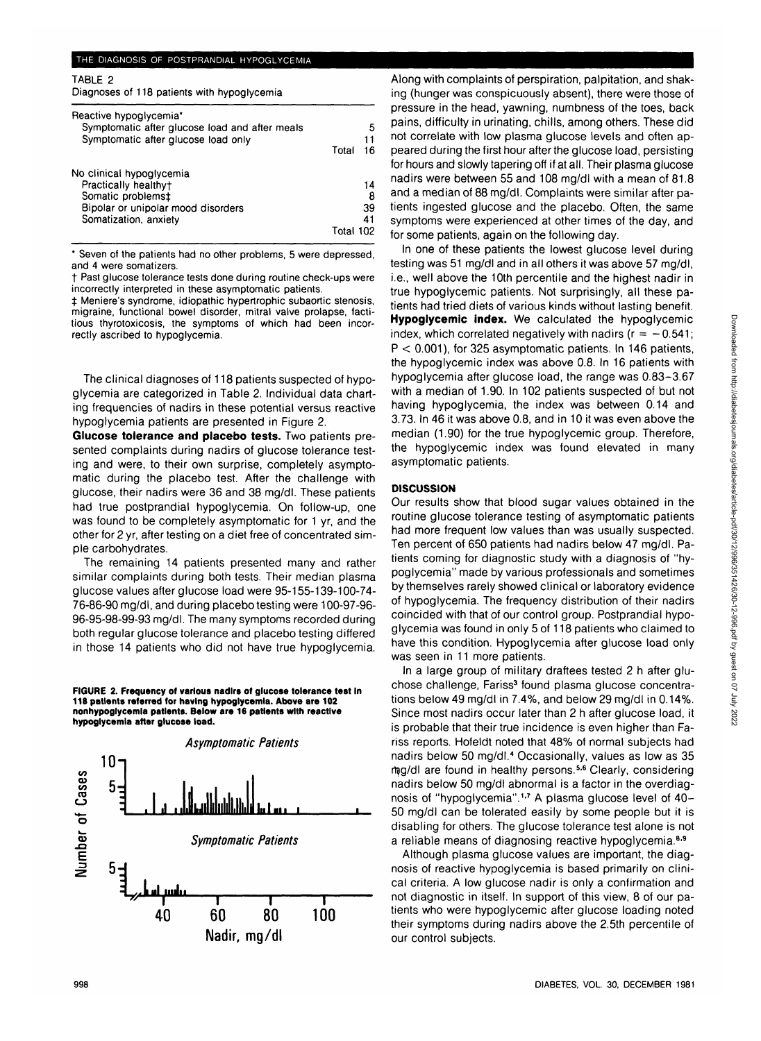TABLE 2

Diagnoses of 118 patients with hypoglycemia

| | |
|---|---|
| Reactive hypoglycemia* | |
| Symptomatic after glucose load and after meals | 5 |
| Symptomatic after glucose load only | 11 |
| Total | 16 |
| No clinical hypoglycemia | |
| Practically healthy† | 14 |
| Somatic problems‡ | 8 |
| Bipolar or unipolar mood disorders | 39 |
| Somatization, anxiety | 41 |
| Total | 102 |

\* Seven of the patients had no other problems, 5 were depressed, and 4 were somatizers.

† Past glucose tolerance tests done during routine check-ups were incorrectly interpreted in these asymptomatic patients.

‡ Meniere's syndrome, idiopathic hypertrophic subaortic stenosis, migraine, functional bowel disorder, mitral valve prolapse, factitious thyrotoxicosis, the symptoms of which had been incorrectly ascribed to hypoglycemia.

The clinical diagnoses of 118 patients suspected of hypoglycemia are categorized in Table 2. Individual data charting frequencies of nadirs in these potential versus reactive hypoglycemia patients are presented in Figure 2.

**Glucose tolerance and placebo tests.** Two patients presented complaints during nadirs of glucose tolerance testing and were, to their own surprise, completely asymptomatic during the placebo test. After the challenge with glucose, their nadirs were 36 and 38 mg/dl. These patients had true postprandial hypoglycemia. On follow-up, one was found to be completely asymptomatic for 1 yr, and the other for 2 yr, after testing on a diet free of concentrated simple carbohydrates.

The remaining 14 patients presented many and rather similar complaints during both tests. Their median plasma glucose values after glucose load were 95-155-139-100-74-76-86-90 mg/dl, and during placebo testing were 100-97-96-96-95-98-99-93 mg/dl. The many symptoms recorded during both regular glucose tolerance and placebo testing differed in those 14 patients who did not have true hypoglycemia.

**FIGURE 2. Frequency of various nadirs of glucose tolerance test in 118 patients referred for having hypoglycemia. Above are 102 nonhypoglycemia patients. Below are 16 patients with reactive hypoglycemia after glucose load.**

Along with complaints of perspiration, palpitation, and shaking (hunger was conspicuously absent), there were those of pressure in the head, yawning, numbness of the toes, back pains, difficulty in urinating, chills, among others. These did not correlate with low plasma glucose levels and often appeared during the first hour after the glucose load, persisting for hours and slowly tapering off if at all. Their plasma glucose nadirs were between 55 and 108 mg/dl with a mean of 81.8 and a median of 88 mg/dl. Complaints were similar after patients ingested glucose and the placebo. Often, the same symptoms were experienced at other times of the day, and for some patients, again on the following day.

In one of these patients the lowest glucose level during testing was 51 mg/dl and in all others it was above 57 mg/dl, i.e., well above the 10th percentile and the highest nadir in true hypoglycemic patients. Not surprisingly, all these patients had tried diets of various kinds without lasting benefit.

**Hypoglycemic index.** We calculated the hypoglycemic index, which correlated negatively with nadirs ($r = -0.541$; $P < 0.001$), for 325 asymptomatic patients. In 146 patients, the hypoglycemic index was above 0.8. In 16 patients with hypoglycemia after glucose load, the range was 0.83–3.67 with a median of 1.90. In 102 patients suspected of but not having hypoglycemia, the index was between 0.14 and 3.73. In 46 it was above 0.8, and in 10 it was even above the median (1.90) for the true hypoglycemic group. Therefore, the hypoglycemic index was found elevated in many asymptomatic patients.

## DISCUSSION

Our results show that blood sugar values obtained in the routine glucose tolerance testing of asymptomatic patients had more frequent low values than was usually suspected. Ten percent of 650 patients had nadirs below 47 mg/dl. Patients coming for diagnostic study with a diagnosis of "hypoglycemia" made by various professionals and sometimes by themselves rarely showed clinical or laboratory evidence of hypoglycemia. The frequency distribution of their nadirs coincided with that of our control group. Postprandial hypoglycemia was found in only 5 of 118 patients who claimed to have this condition. Hypoglycemia after glucose load only was seen in 11 more patients.

In a large group of military draftees tested 2 h after glucose challenge, Fariss[3] found plasma glucose concentrations below 49 mg/dl in 7.4%, and below 29 mg/dl in 0.14%. Since most nadirs occur later than 2 h after glucose load, it is probable that their true incidence is even higher than Fariss reports. Hofeldt noted that 48% of normal subjects had nadirs below 50 mg/dl.[4] Occasionally, values as low as 35 mg/dl are found in healthy persons.[5,6] Clearly, considering nadirs below 50 mg/dl abnormal is a factor in the overdiagnosis of "hypoglycemia".[1,7] A plasma glucose level of 40–50 mg/dl can be tolerated easily by some people but it is disabling for others. The glucose tolerance test alone is not a reliable means of diagnosing reactive hypoglycemia.[8,9]

Although plasma glucose values are important, the diagnosis of reactive hypoglycemia is based primarily on clinical criteria. A low glucose nadir is only a confirmation and not diagnostic in itself. In support of this view, 8 of our patients who were hypoglycemic after glucose loading noted their symptoms during nadirs above the 2.5th percentile of our control subjects.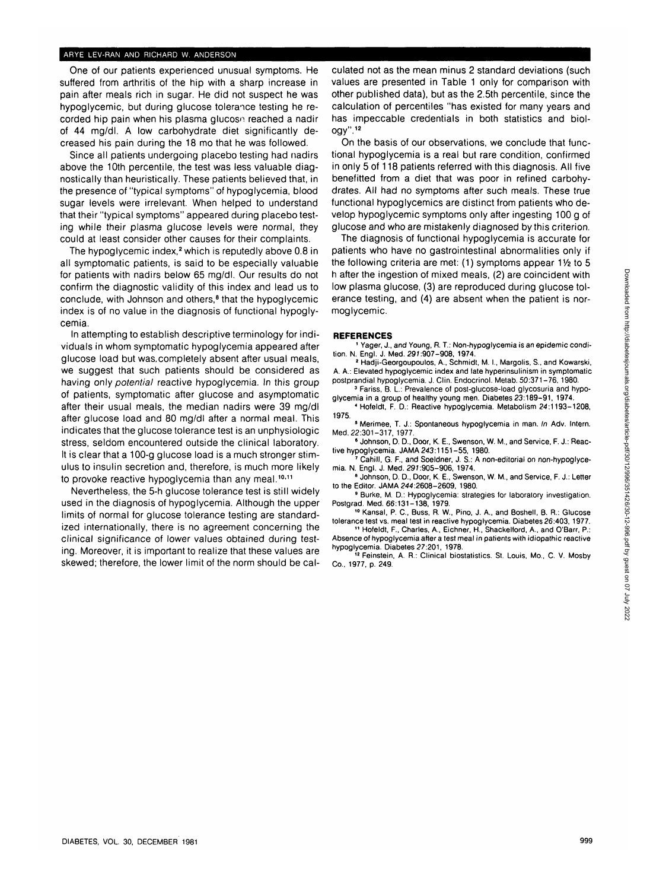One of our patients experienced unusual symptoms. He suffered from arthritis of the hip with a sharp increase in pain after meals rich in sugar. He did not suspect he was hypoglycemic, but during glucose tolerance testing he recorded hip pain when his plasma glucose reached a nadir of 44 mg/dl. A low carbohydrate diet significantly decreased his pain during the 18 mo that he was followed.

Since all patients undergoing placebo testing had nadirs above the 10th percentile, the test was less valuable diagnostically than heuristically. These patients believed that, in the presence of "typical symptoms" of hypoglycemia, blood sugar levels were irrelevant. When helped to understand that their "typical symptoms" appeared during placebo testing while their plasma glucose levels were normal, they could at least consider other causes for their complaints.

The hypoglycemic index,[2] which is reputedly above 0.8 in all symptomatic patients, is said to be especially valuable for patients with nadirs below 65 mg/dl. Our results do not confirm the diagnostic validity of this index and lead us to conclude, with Johnson and others,[8] that the hypoglycemic index is of no value in the diagnosis of functional hypoglycemia.

In attempting to establish descriptive terminology for individuals in whom symptomatic hypoglycemia appeared after glucose load but was completely absent after usual meals, we suggest that such patients should be considered as having only *potential* reactive hypoglycemia. In this group of patients, symptomatic after glucose and asymptomatic after their usual meals, the median nadirs were 39 mg/dl after glucose load and 80 mg/dl after a normal meal. This indicates that the glucose tolerance test is an unphysiologic stress, seldom encountered outside the clinical laboratory. It is clear that a 100-g glucose load is a much stronger stimulus to insulin secretion and, therefore, is much more likely to provoke reactive hypoglycemia than any meal.[10,11]

Nevertheless, the 5-h glucose tolerance test is still widely used in the diagnosis of hypoglycemia. Although the upper limits of normal for glucose tolerance testing are standardized internationally, there is no agreement concerning the clinical significance of lower values obtained during testing. Moreover, it is important to realize that these values are skewed; therefore, the lower limit of the norm should be calculated not as the mean minus 2 standard deviations (such values are presented in Table 1 only for comparison with other published data), but as the 2.5th percentile, since the calculation of percentiles "has existed for many years and has impeccable credentials in both statistics and biology".[12]

On the basis of our observations, we conclude that functional hypoglycemia is a real but rare condition, confirmed in only 5 of 118 patients referred with this diagnosis. All five benefitted from a diet that was poor in refined carbohydrates. All had no symptoms after such meals. These true functional hypoglycemics are distinct from patients who develop hypoglycemic symptoms only after ingesting 100 g of glucose and who are mistakenly diagnosed by this criterion.

The diagnosis of functional hypoglycemia is accurate for patients who have no gastrointestinal abnormalities only if the following criteria are met: (1) symptoms appear 1½ to 5 h after the ingestion of mixed meals, (2) are coincident with low plasma glucose, (3) are reproduced during glucose tolerance testing, and (4) are absent when the patient is normoglycemic.

## REFERENCES

1. Yager, J., and Young, R. T.: Non-hypoglycemia is an epidemic condition. N. Engl. J. Med. *291*:907–908, 1974.
2. Hadji-Georgoupoulos, A., Schmidt, M. I., Margolis, S., and Kowarski, A. A.: Elevated hypoglycemic index and late hyperinsulinism in symptomatic postprandial hypoglycemia. J. Clin. Endocrinol. Metab. *50*:371–76, 1980.
3. Fariss, B. L.: Prevalence of post-glucose-load glycosuria and hypoglycemia in a group of healthy young men. Diabetes *23*:189–91, 1974.
4. Hofeldt, F. D.: Reactive hypoglycemia. Metabolism *24*:1193–1208, 1975.
5. Merimee, T. J.: Spontaneous hypoglycemia in man. *In* Adv. Intern. Med. *22*:301–317, 1977.
6. Johnson, D. D., Door, K. E., Swenson, W. M., and Service, F. J.: Reactive hypoglycemia. JAMA *243*:1151–55, 1980.
7. Cahill, G. F., and Soeldner, J. S.: A non-editorial on non-hypoglycemia. N. Engl. J. Med. *291*:905–906, 1974.
8. Johnson, D. D., Door, K. E., Swenson, W. M., and Service, F. J.: Letter to the Editor. JAMA *244*:2608–2609, 1980.
9. Burke, M. D.: Hypoglycemia: strategies for laboratory investigation. Postgrad. Med. *66*:131–138, 1979.
10. Kansal, P. C., Buss, R. W., Pino, J. A., and Boshell, B. R.: Glucose tolerance test vs. meal test in reactive hypoglycemia. Diabetes *26*:403, 1977.
11. Hofeldt, F., Charles, A., Eichner, H., Shackelford, A., and O'Barr, P.: Absence of hypoglycemia after a test meal in patients with idiopathic reactive hypoglycemia. Diabetes *27*:201, 1978.
12. Feinstein, A. R.: Clinical biostatistics. St. Louis, Mo., C. V. Mosby Co., 1977, p. 249.